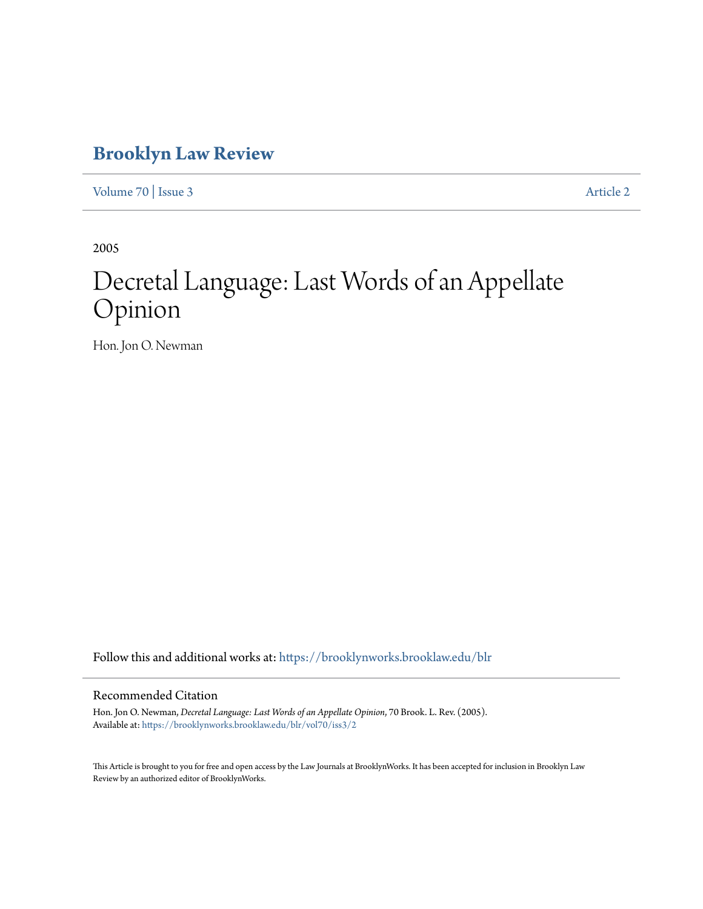# Brooklyn Law Review

Volume 70 | Issue 3 Article 2

2005

# Decretal Language: Last Words of an Appellate Opinion

Hon. Jon O. Newman

Follow this and additional works at: https://brooklynworks.brooklaw.edu/blr

## Recommended Citation

Hon. Jon O. Newman, *Decretal Language: Last Words of an Appellate Opinion*, 70 Brook. L. Rev. (2005).
Available at: https://brooklynworks.brooklaw.edu/blr/vol70/iss3/2

This Article is brought to you for free and open access by the Law Journals at BrooklynWorks. It has been accepted for inclusion in Brooklyn Law Review by an authorized editor of BrooklynWorks.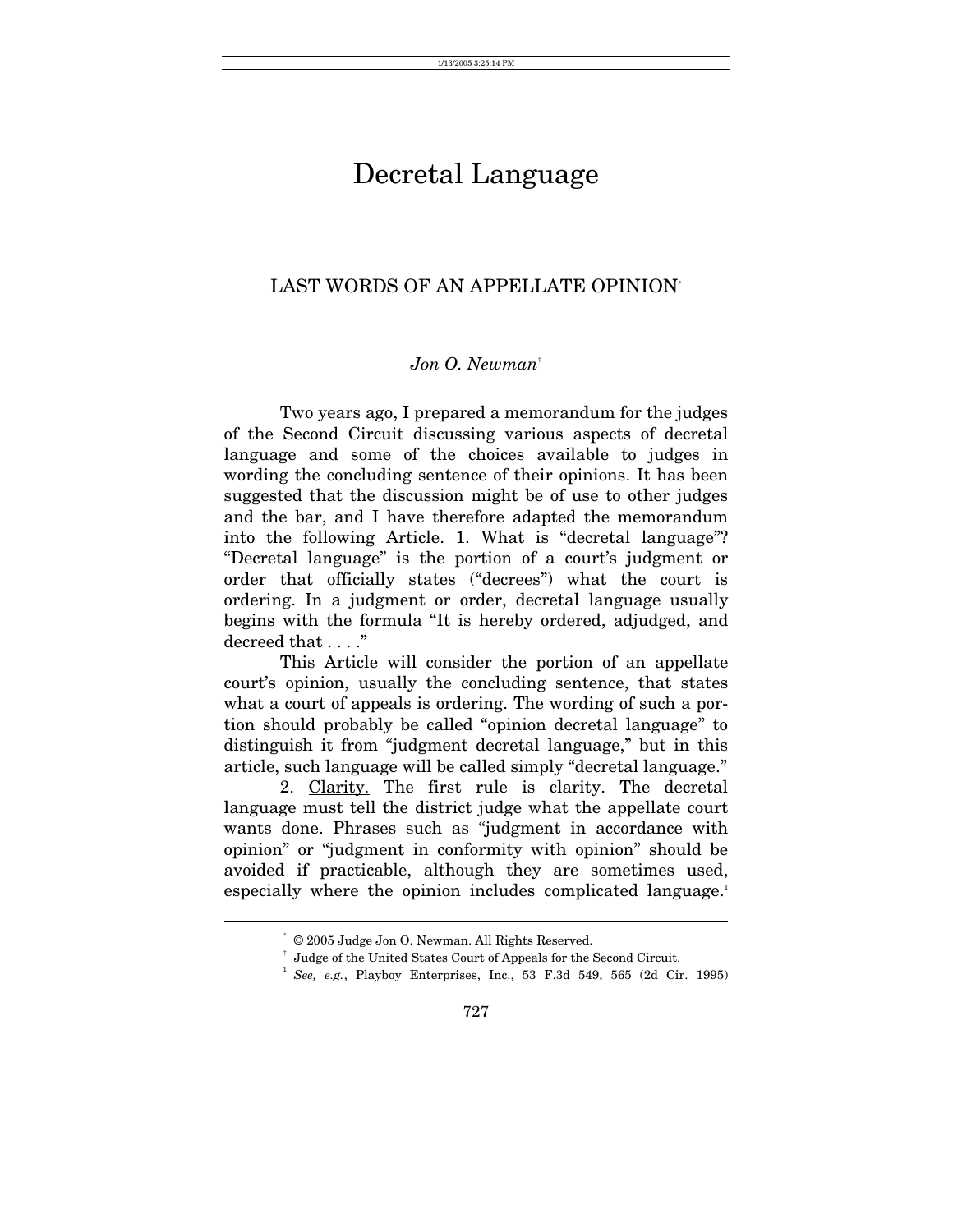# Decretal Language

## LAST WORDS OF AN APPELLATE OPINION[*]

*Jon O. Newman*[†]

Two years ago, I prepared a memorandum for the judges of the Second Circuit discussing various aspects of decretal language and some of the choices available to judges in wording the concluding sentence of their opinions. It has been suggested that the discussion might be of use to other judges and the bar, and I have therefore adapted the memorandum into the following Article. 1. What is "decretal language"? "Decretal language" is the portion of a court's judgment or order that officially states ("decrees") what the court is ordering. In a judgment or order, decretal language usually begins with the formula "It is hereby ordered, adjudged, and decreed that . . . ."

This Article will consider the portion of an appellate court's opinion, usually the concluding sentence, that states what a court of appeals is ordering. The wording of such a portion should probably be called "opinion decretal language" to distinguish it from "judgment decretal language," but in this article, such language will be called simply "decretal language."

2. Clarity. The first rule is clarity. The decretal language must tell the district judge what the appellate court wants done. Phrases such as "judgment in accordance with opinion" or "judgment in conformity with opinion" should be avoided if practicable, although they are sometimes used, especially where the opinion includes complicated language.[1]

---

[*] © 2005 Judge Jon O. Newman. All Rights Reserved.

[†] Judge of the United States Court of Appeals for the Second Circuit.

[1] *See, e.g.*, Playboy Enterprises, Inc., 53 F.3d 549, 565 (2d Cir. 1995)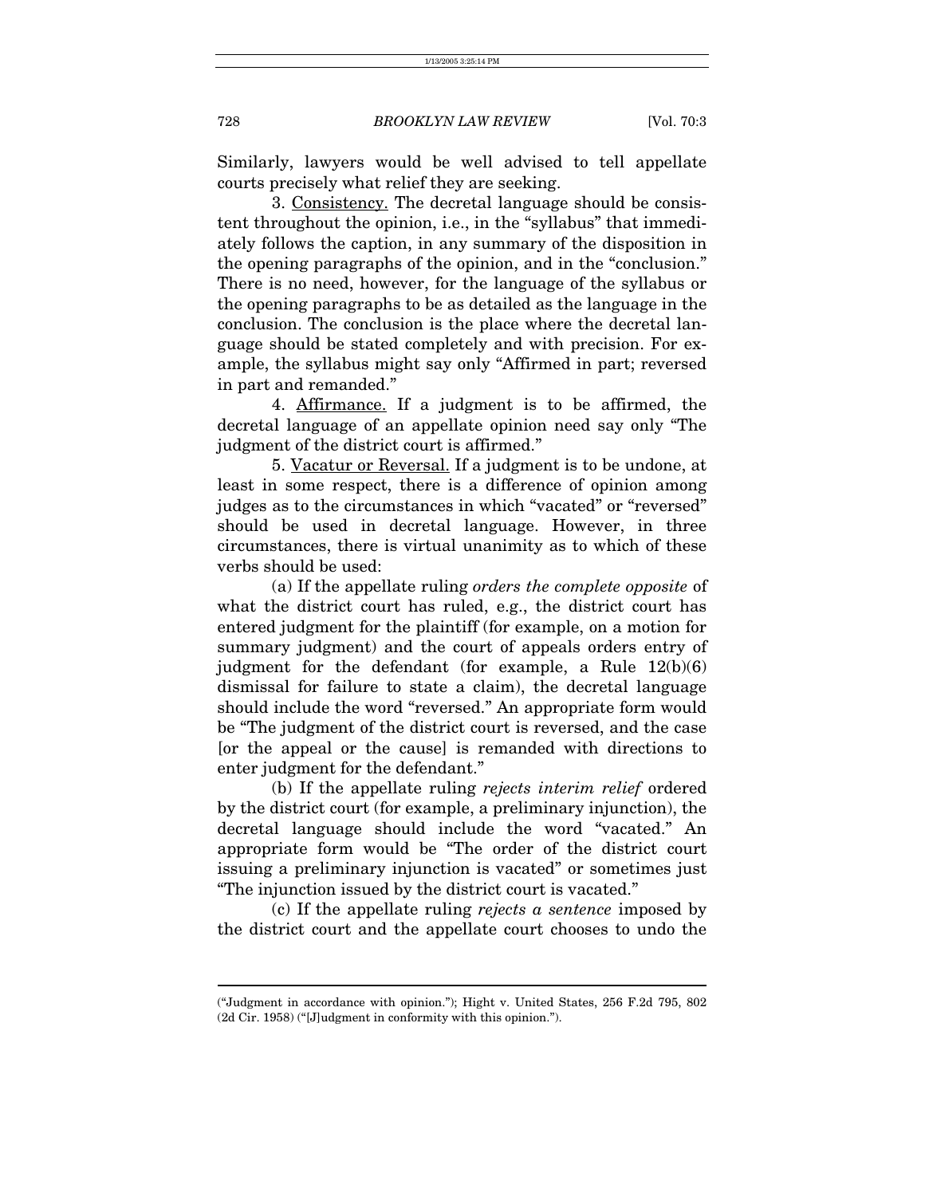Similarly, lawyers would be well advised to tell appellate courts precisely what relief they are seeking.

3. <u>Consistency.</u> The decretal language should be consistent throughout the opinion, i.e., in the "syllabus" that immediately follows the caption, in any summary of the disposition in the opening paragraphs of the opinion, and in the "conclusion." There is no need, however, for the language of the syllabus or the opening paragraphs to be as detailed as the language in the conclusion. The conclusion is the place where the decretal language should be stated completely and with precision. For example, the syllabus might say only "Affirmed in part; reversed in part and remanded."

4. <u>Affirmance.</u> If a judgment is to be affirmed, the decretal language of an appellate opinion need say only "The judgment of the district court is affirmed."

5. <u>Vacatur or Reversal.</u> If a judgment is to be undone, at least in some respect, there is a difference of opinion among judges as to the circumstances in which "vacated" or "reversed" should be used in decretal language. However, in three circumstances, there is virtual unanimity as to which of these verbs should be used:

(a) If the appellate ruling *orders the complete opposite* of what the district court has ruled, e.g., the district court has entered judgment for the plaintiff (for example, on a motion for summary judgment) and the court of appeals orders entry of judgment for the defendant (for example, a Rule 12(b)(6) dismissal for failure to state a claim), the decretal language should include the word "reversed." An appropriate form would be "The judgment of the district court is reversed, and the case [or the appeal or the cause] is remanded with directions to enter judgment for the defendant."

(b) If the appellate ruling *rejects interim relief* ordered by the district court (for example, a preliminary injunction), the decretal language should include the word "vacated." An appropriate form would be "The order of the district court issuing a preliminary injunction is vacated" or sometimes just "The injunction issued by the district court is vacated."

(c) If the appellate ruling *rejects a sentence* imposed by the district court and the appellate court chooses to undo the

---

("Judgment in accordance with opinion."); Hight v. United States, 256 F.2d 795, 802 (2d Cir. 1958) ("[J]udgment in conformity with this opinion.").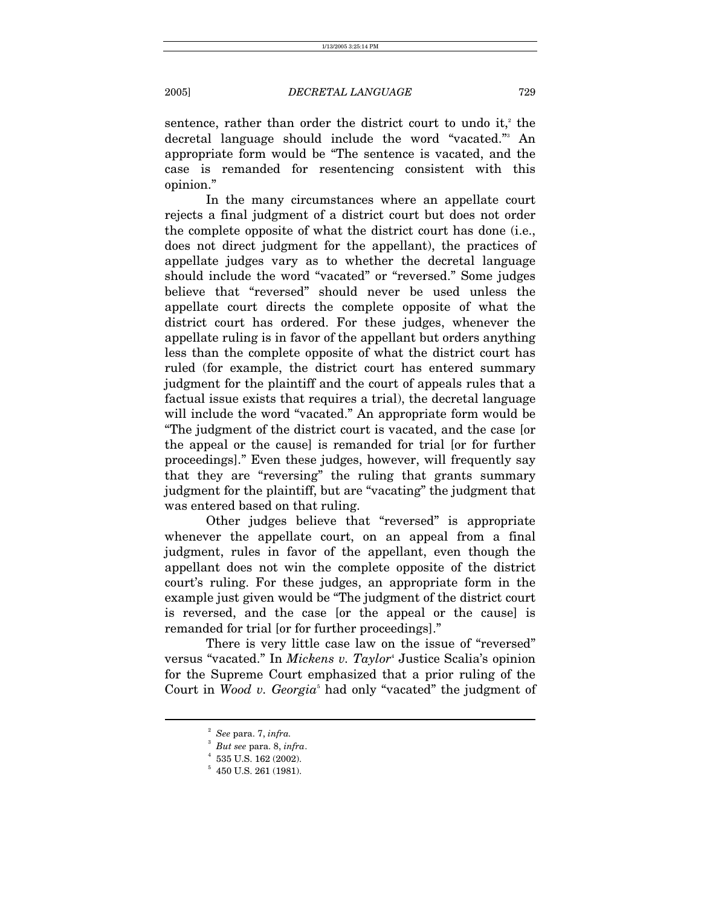sentence, rather than order the district court to undo it,[2] the decretal language should include the word "vacated."[3] An appropriate form would be "The sentence is vacated, and the case is remanded for resentencing consistent with this opinion."

In the many circumstances where an appellate court rejects a final judgment of a district court but does not order the complete opposite of what the district court has done (i.e., does not direct judgment for the appellant), the practices of appellate judges vary as to whether the decretal language should include the word "vacated" or "reversed." Some judges believe that "reversed" should never be used unless the appellate court directs the complete opposite of what the district court has ordered. For these judges, whenever the appellate ruling is in favor of the appellant but orders anything less than the complete opposite of what the district court has ruled (for example, the district court has entered summary judgment for the plaintiff and the court of appeals rules that a factual issue exists that requires a trial), the decretal language will include the word "vacated." An appropriate form would be "The judgment of the district court is vacated, and the case [or the appeal or the cause] is remanded for trial [or for further proceedings]." Even these judges, however, will frequently say that they are "reversing" the ruling that grants summary judgment for the plaintiff, but are "vacating" the judgment that was entered based on that ruling.

Other judges believe that "reversed" is appropriate whenever the appellate court, on an appeal from a final judgment, rules in favor of the appellant, even though the appellant does not win the complete opposite of the district court's ruling. For these judges, an appropriate form in the example just given would be "The judgment of the district court is reversed, and the case [or the appeal or the cause] is remanded for trial [or for further proceedings]."

There is very little case law on the issue of "reversed" versus "vacated." In *Mickens v. Taylor*[4] Justice Scalia's opinion for the Supreme Court emphasized that a prior ruling of the Court in *Wood v. Georgia*[5] had only "vacated" the judgment of

---

[2] *See* para. 7, *infra*.

[3] *But see* para. 8, *infra*.

[4] 535 U.S. 162 (2002).

[5] 450 U.S. 261 (1981).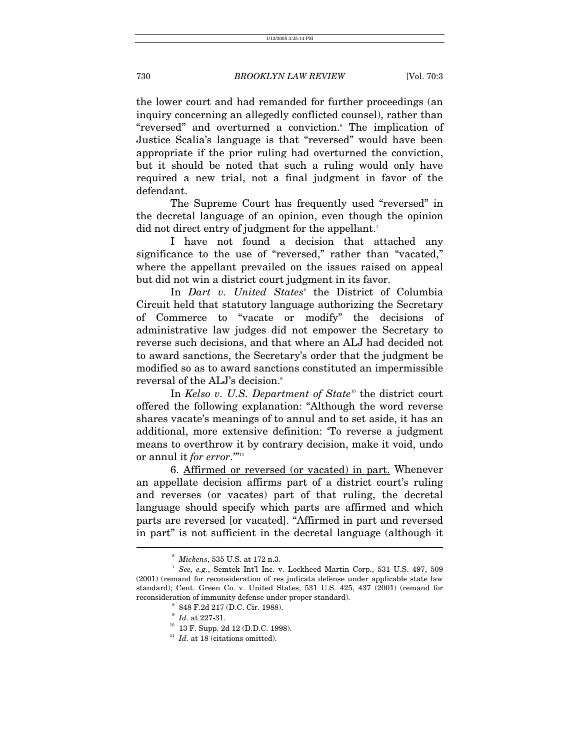the lower court and had remanded for further proceedings (an inquiry concerning an allegedly conflicted counsel), rather than "reversed" and overturned a conviction.[6] The implication of Justice Scalia's language is that "reversed" would have been appropriate if the prior ruling had overturned the conviction, but it should be noted that such a ruling would only have required a new trial, not a final judgment in favor of the defendant.

The Supreme Court has frequently used "reversed" in the decretal language of an opinion, even though the opinion did not direct entry of judgment for the appellant.[7]

I have not found a decision that attached any significance to the use of "reversed," rather than "vacated," where the appellant prevailed on the issues raised on appeal but did not win a district court judgment in its favor.

In *Dart v. United States*[8] the District of Columbia Circuit held that statutory language authorizing the Secretary of Commerce to "vacate or modify" the decisions of administrative law judges did not empower the Secretary to reverse such decisions, and that where an ALJ had decided not to award sanctions, the Secretary's order that the judgment be modified so as to award sanctions constituted an impermissible reversal of the ALJ's decision.[9]

In *Kelso v. U.S. Department of State*[10] the district court offered the following explanation: "Although the word reverse shares vacate's meanings of to annul and to set aside, it has an additional, more extensive definition: 'To reverse a judgment means to overthrow it by contrary decision, make it void, undo or annul it *for error*.'"[11]

6. <u>Affirmed or reversed (or vacated) in part.</u> Whenever an appellate decision affirms part of a district court's ruling and reverses (or vacates) part of that ruling, the decretal language should specify which parts are affirmed and which parts are reversed [or vacated]. "Affirmed in part and reversed in part" is not sufficient in the decretal language (although it

---

[6] *Mickens*, 535 U.S. at 172 n.3.

[7] *See, e.g.*, Semtek Int'l Inc. v. Lockheed Martin Corp., 531 U.S. 497, 509 (2001) (remand for reconsideration of res judicata defense under applicable state law standard); Cent. Green Co. v. United States, 531 U.S. 425, 437 (2001) (remand for reconsideration of immunity defense under proper standard).

[8] 848 F.2d 217 (D.C. Cir. 1988).

[9] *Id.* at 227-31.

[10] 13 F. Supp. 2d 12 (D.D.C. 1998).

[11] *Id.* at 18 (citations omitted).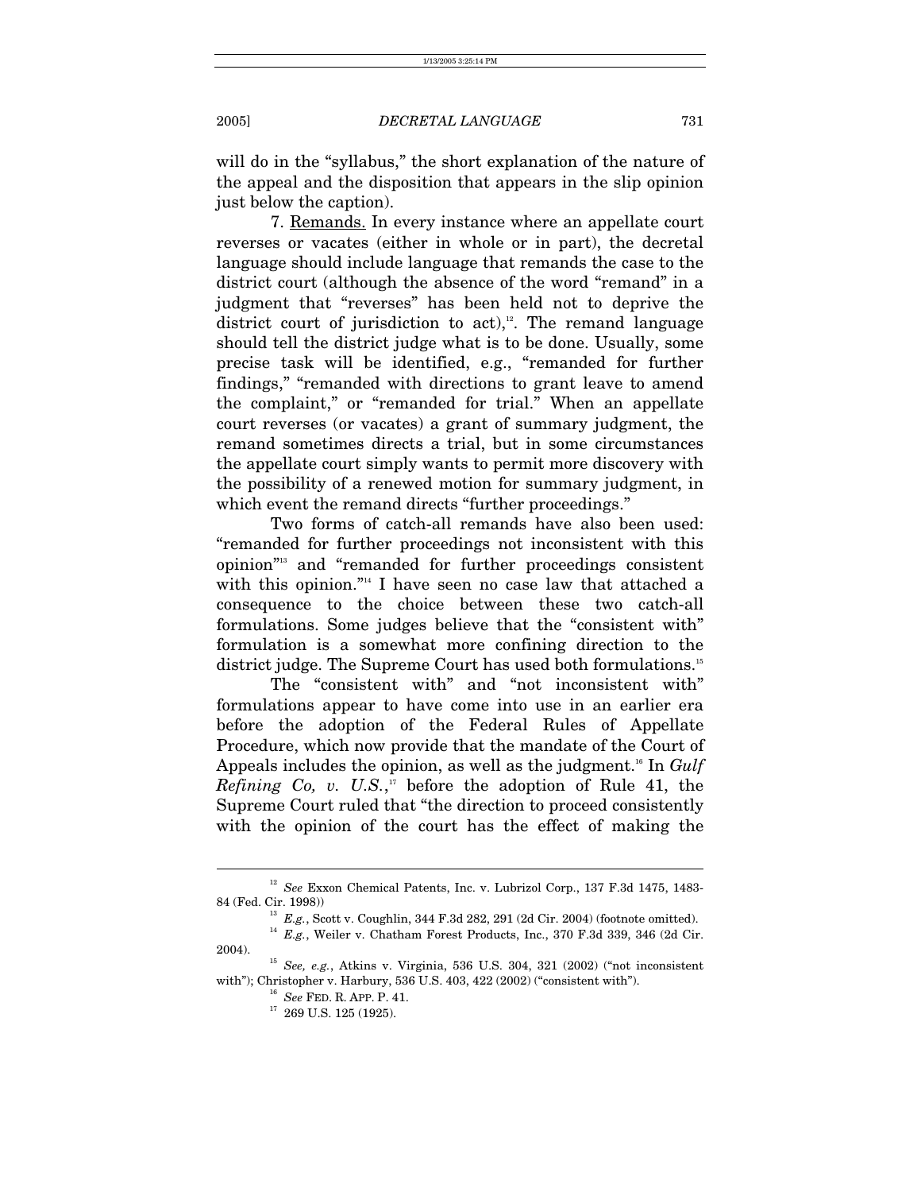will do in the "syllabus," the short explanation of the nature of the appeal and the disposition that appears in the slip opinion just below the caption).

7. Remands. In every instance where an appellate court reverses or vacates (either in whole or in part), the decretal language should include language that remands the case to the district court (although the absence of the word "remand" in a judgment that "reverses" has been held not to deprive the district court of jurisdiction to act),[12]. The remand language should tell the district judge what is to be done. Usually, some precise task will be identified, e.g., "remanded for further findings," "remanded with directions to grant leave to amend the complaint," or "remanded for trial." When an appellate court reverses (or vacates) a grant of summary judgment, the remand sometimes directs a trial, but in some circumstances the appellate court simply wants to permit more discovery with the possibility of a renewed motion for summary judgment, in which event the remand directs "further proceedings."

Two forms of catch-all remands have also been used: "remanded for further proceedings not inconsistent with this opinion"[13] and "remanded for further proceedings consistent with this opinion."[14] I have seen no case law that attached a consequence to the choice between these two catch-all formulations. Some judges believe that the "consistent with" formulation is a somewhat more confining direction to the district judge. The Supreme Court has used both formulations.[15]

The "consistent with" and "not inconsistent with" formulations appear to have come into use in an earlier era before the adoption of the Federal Rules of Appellate Procedure, which now provide that the mandate of the Court of Appeals includes the opinion, as well as the judgment.[16] In *Gulf Refining Co, v. U.S.*,[17] before the adoption of Rule 41, the Supreme Court ruled that "the direction to proceed consistently with the opinion of the court has the effect of making the

---

[12] *See* Exxon Chemical Patents, Inc. v. Lubrizol Corp., 137 F.3d 1475, 1483-84 (Fed. Cir. 1998))

[13] *E.g.*, Scott v. Coughlin, 344 F.3d 282, 291 (2d Cir. 2004) (footnote omitted).

[14] *E.g.*, Weiler v. Chatham Forest Products, Inc., 370 F.3d 339, 346 (2d Cir. 2004).

[15] *See, e.g.*, Atkins v. Virginia, 536 U.S. 304, 321 (2002) ("not inconsistent with"); Christopher v. Harbury, 536 U.S. 403, 422 (2002) ("consistent with").

[16] *See* FED. R. APP. P. 41.

[17] 269 U.S. 125 (1925).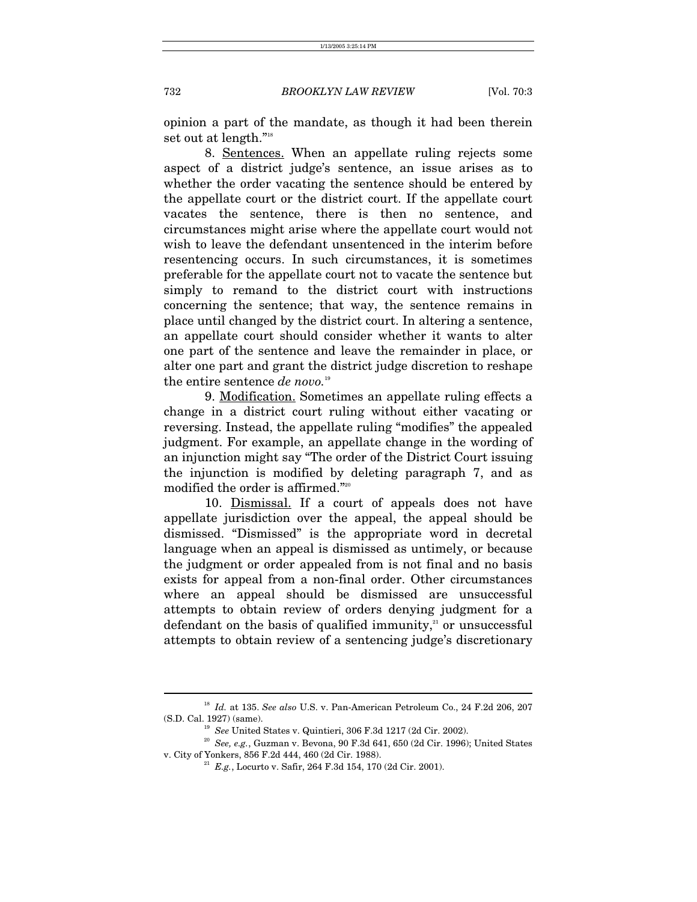opinion a part of the mandate, as though it had been therein set out at length."[18]

8. Sentences. When an appellate ruling rejects some aspect of a district judge's sentence, an issue arises as to whether the order vacating the sentence should be entered by the appellate court or the district court. If the appellate court vacates the sentence, there is then no sentence, and circumstances might arise where the appellate court would not wish to leave the defendant unsentenced in the interim before resentencing occurs. In such circumstances, it is sometimes preferable for the appellate court not to vacate the sentence but simply to remand to the district court with instructions concerning the sentence; that way, the sentence remains in place until changed by the district court. In altering a sentence, an appellate court should consider whether it wants to alter one part of the sentence and leave the remainder in place, or alter one part and grant the district judge discretion to reshape the entire sentence *de novo*.[19]

9. Modification. Sometimes an appellate ruling effects a change in a district court ruling without either vacating or reversing. Instead, the appellate ruling "modifies" the appealed judgment. For example, an appellate change in the wording of an injunction might say "The order of the District Court issuing the injunction is modified by deleting paragraph 7, and as modified the order is affirmed."[20]

10. Dismissal. If a court of appeals does not have appellate jurisdiction over the appeal, the appeal should be dismissed. "Dismissed" is the appropriate word in decretal language when an appeal is dismissed as untimely, or because the judgment or order appealed from is not final and no basis exists for appeal from a non-final order. Other circumstances where an appeal should be dismissed are unsuccessful attempts to obtain review of orders denying judgment for a defendant on the basis of qualified immunity,[21] or unsuccessful attempts to obtain review of a sentencing judge's discretionary

---

[18] *Id.* at 135. *See also* U.S. v. Pan-American Petroleum Co., 24 F.2d 206, 207 (S.D. Cal. 1927) (same).

[19] *See* United States v. Quintieri, 306 F.3d 1217 (2d Cir. 2002).

[20] *See, e.g.*, Guzman v. Bevona, 90 F.3d 641, 650 (2d Cir. 1996); United States v. City of Yonkers, 856 F.2d 444, 460 (2d Cir. 1988).

[21] *E.g.*, Locurto v. Safir, 264 F.3d 154, 170 (2d Cir. 2001).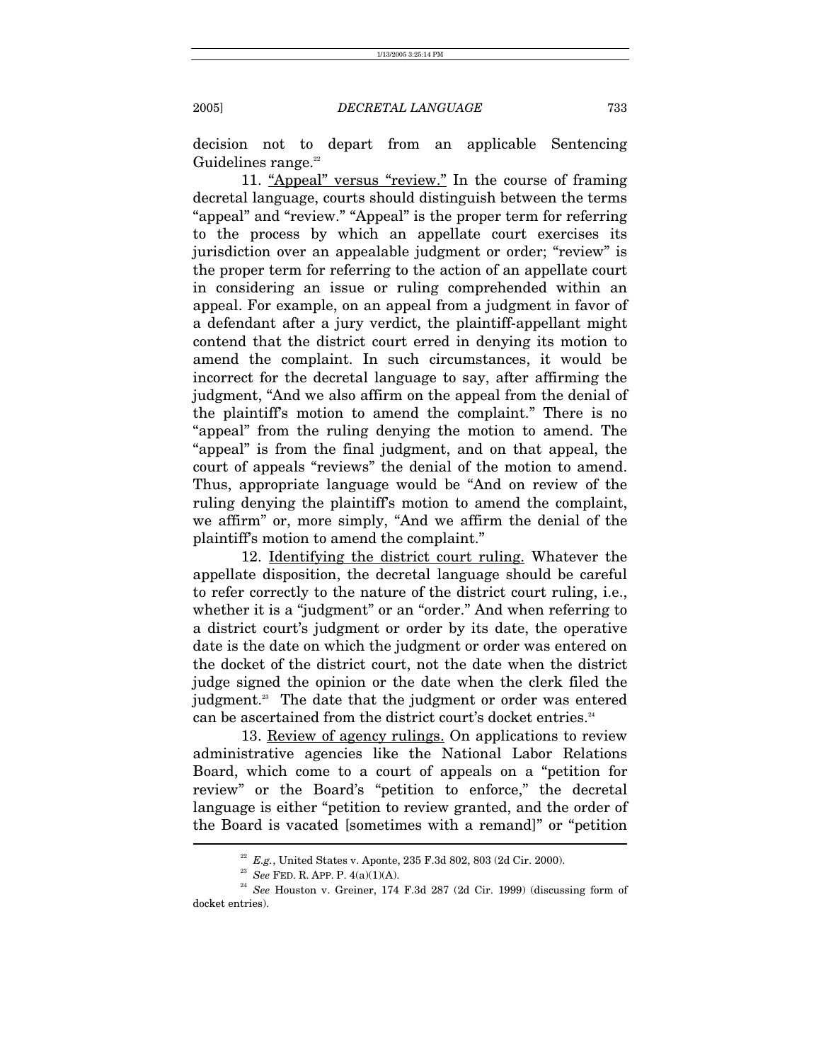decision not to depart from an applicable Sentencing Guidelines range.[22]

11. <u>"Appeal" versus "review."</u> In the course of framing decretal language, courts should distinguish between the terms "appeal" and "review." "Appeal" is the proper term for referring to the process by which an appellate court exercises its jurisdiction over an appealable judgment or order; "review" is the proper term for referring to the action of an appellate court in considering an issue or ruling comprehended within an appeal. For example, on an appeal from a judgment in favor of a defendant after a jury verdict, the plaintiff-appellant might contend that the district court erred in denying its motion to amend the complaint. In such circumstances, it would be incorrect for the decretal language to say, after affirming the judgment, "And we also affirm on the appeal from the denial of the plaintiff's motion to amend the complaint." There is no "appeal" from the ruling denying the motion to amend. The "appeal" is from the final judgment, and on that appeal, the court of appeals "reviews" the denial of the motion to amend. Thus, appropriate language would be "And on review of the ruling denying the plaintiff's motion to amend the complaint, we affirm" or, more simply, "And we affirm the denial of the plaintiff's motion to amend the complaint."

12. <u>Identifying the district court ruling.</u> Whatever the appellate disposition, the decretal language should be careful to refer correctly to the nature of the district court ruling, i.e., whether it is a "judgment" or an "order." And when referring to a district court's judgment or order by its date, the operative date is the date on which the judgment or order was entered on the docket of the district court, not the date when the district judge signed the opinion or the date when the clerk filed the judgment.[23] The date that the judgment or order was entered can be ascertained from the district court's docket entries.[24]

13. <u>Review of agency rulings.</u> On applications to review administrative agencies like the National Labor Relations Board, which come to a court of appeals on a "petition for review" or the Board's "petition to enforce," the decretal language is either "petition to review granted, and the order of the Board is vacated [sometimes with a remand]" or "petition

---

[22] *E.g.*, United States v. Aponte, 235 F.3d 802, 803 (2d Cir. 2000).

[23] *See* FED. R. APP. P. 4(a)(1)(A).

[24] *See* Houston v. Greiner, 174 F.3d 287 (2d Cir. 1999) (discussing form of docket entries).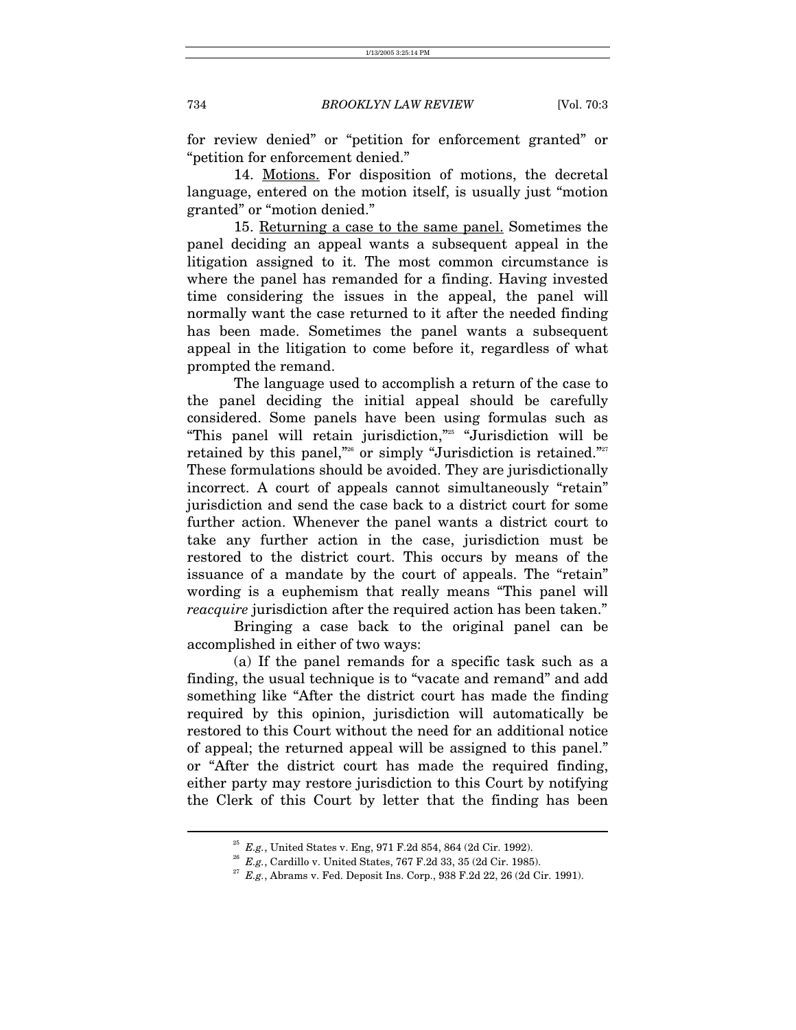for review denied" or "petition for enforcement granted" or "petition for enforcement denied."

14. Motions. For disposition of motions, the decretal language, entered on the motion itself, is usually just "motion granted" or "motion denied."

15. Returning a case to the same panel. Sometimes the panel deciding an appeal wants a subsequent appeal in the litigation assigned to it. The most common circumstance is where the panel has remanded for a finding. Having invested time considering the issues in the appeal, the panel will normally want the case returned to it after the needed finding has been made. Sometimes the panel wants a subsequent appeal in the litigation to come before it, regardless of what prompted the remand.

The language used to accomplish a return of the case to the panel deciding the initial appeal should be carefully considered. Some panels have been using formulas such as "This panel will retain jurisdiction,"[25] "Jurisdiction will be retained by this panel,"[26] or simply "Jurisdiction is retained."[27] These formulations should be avoided. They are jurisdictionally incorrect. A court of appeals cannot simultaneously "retain" jurisdiction and send the case back to a district court for some further action. Whenever the panel wants a district court to take any further action in the case, jurisdiction must be restored to the district court. This occurs by means of the issuance of a mandate by the court of appeals. The "retain" wording is a euphemism that really means "This panel will *reacquire* jurisdiction after the required action has been taken."

Bringing a case back to the original panel can be accomplished in either of two ways:

(a) If the panel remands for a specific task such as a finding, the usual technique is to "vacate and remand" and add something like "After the district court has made the finding required by this opinion, jurisdiction will automatically be restored to this Court without the need for an additional notice of appeal; the returned appeal will be assigned to this panel." or "After the district court has made the required finding, either party may restore jurisdiction to this Court by notifying the Clerk of this Court by letter that the finding has been

---

[25] *E.g.*, United States v. Eng, 971 F.2d 854, 864 (2d Cir. 1992).

[26] *E.g.*, Cardillo v. United States, 767 F.2d 33, 35 (2d Cir. 1985).

[27] *E.g.*, Abrams v. Fed. Deposit Ins. Corp., 938 F.2d 22, 26 (2d Cir. 1991).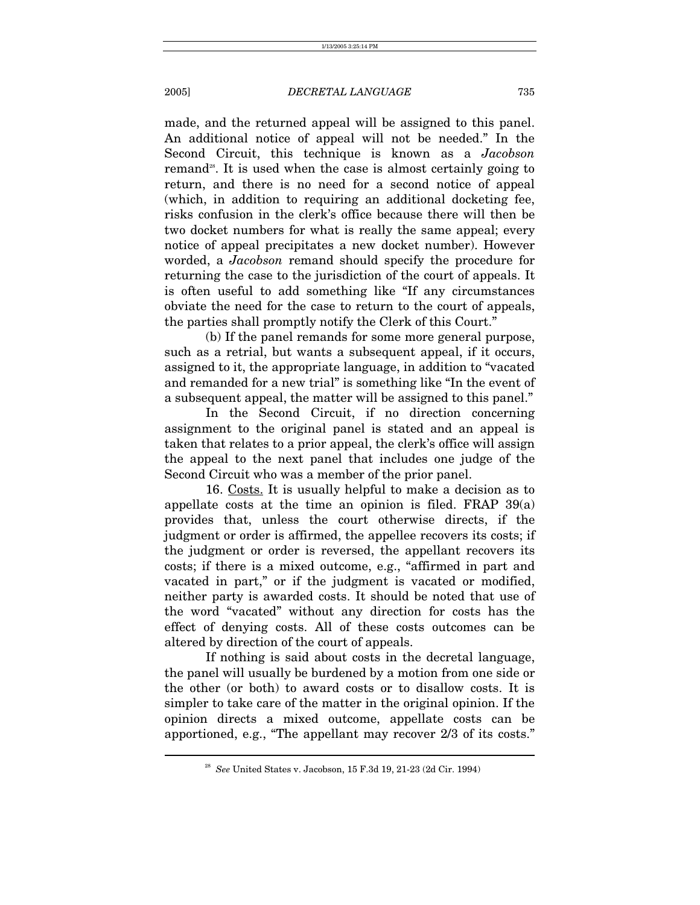made, and the returned appeal will be assigned to this panel. An additional notice of appeal will not be needed." In the Second Circuit, this technique is known as a *Jacobson* remand[28]. It is used when the case is almost certainly going to return, and there is no need for a second notice of appeal (which, in addition to requiring an additional docketing fee, risks confusion in the clerk's office because there will then be two docket numbers for what is really the same appeal; every notice of appeal precipitates a new docket number). However worded, a *Jacobson* remand should specify the procedure for returning the case to the jurisdiction of the court of appeals. It is often useful to add something like "If any circumstances obviate the need for the case to return to the court of appeals, the parties shall promptly notify the Clerk of this Court."

(b) If the panel remands for some more general purpose, such as a retrial, but wants a subsequent appeal, if it occurs, assigned to it, the appropriate language, in addition to "vacated and remanded for a new trial" is something like "In the event of a subsequent appeal, the matter will be assigned to this panel."

In the Second Circuit, if no direction concerning assignment to the original panel is stated and an appeal is taken that relates to a prior appeal, the clerk's office will assign the appeal to the next panel that includes one judge of the Second Circuit who was a member of the prior panel.

16. Costs. It is usually helpful to make a decision as to appellate costs at the time an opinion is filed. FRAP 39(a) provides that, unless the court otherwise directs, if the judgment or order is affirmed, the appellee recovers its costs; if the judgment or order is reversed, the appellant recovers its costs; if there is a mixed outcome, e.g., "affirmed in part and vacated in part," or if the judgment is vacated or modified, neither party is awarded costs. It should be noted that use of the word "vacated" without any direction for costs has the effect of denying costs. All of these costs outcomes can be altered by direction of the court of appeals.

If nothing is said about costs in the decretal language, the panel will usually be burdened by a motion from one side or the other (or both) to award costs or to disallow costs. It is simpler to take care of the matter in the original opinion. If the opinion directs a mixed outcome, appellate costs can be apportioned, e.g., "The appellant may recover 2/3 of its costs."

[28] *See* United States v. Jacobson, 15 F.3d 19, 21-23 (2d Cir. 1994)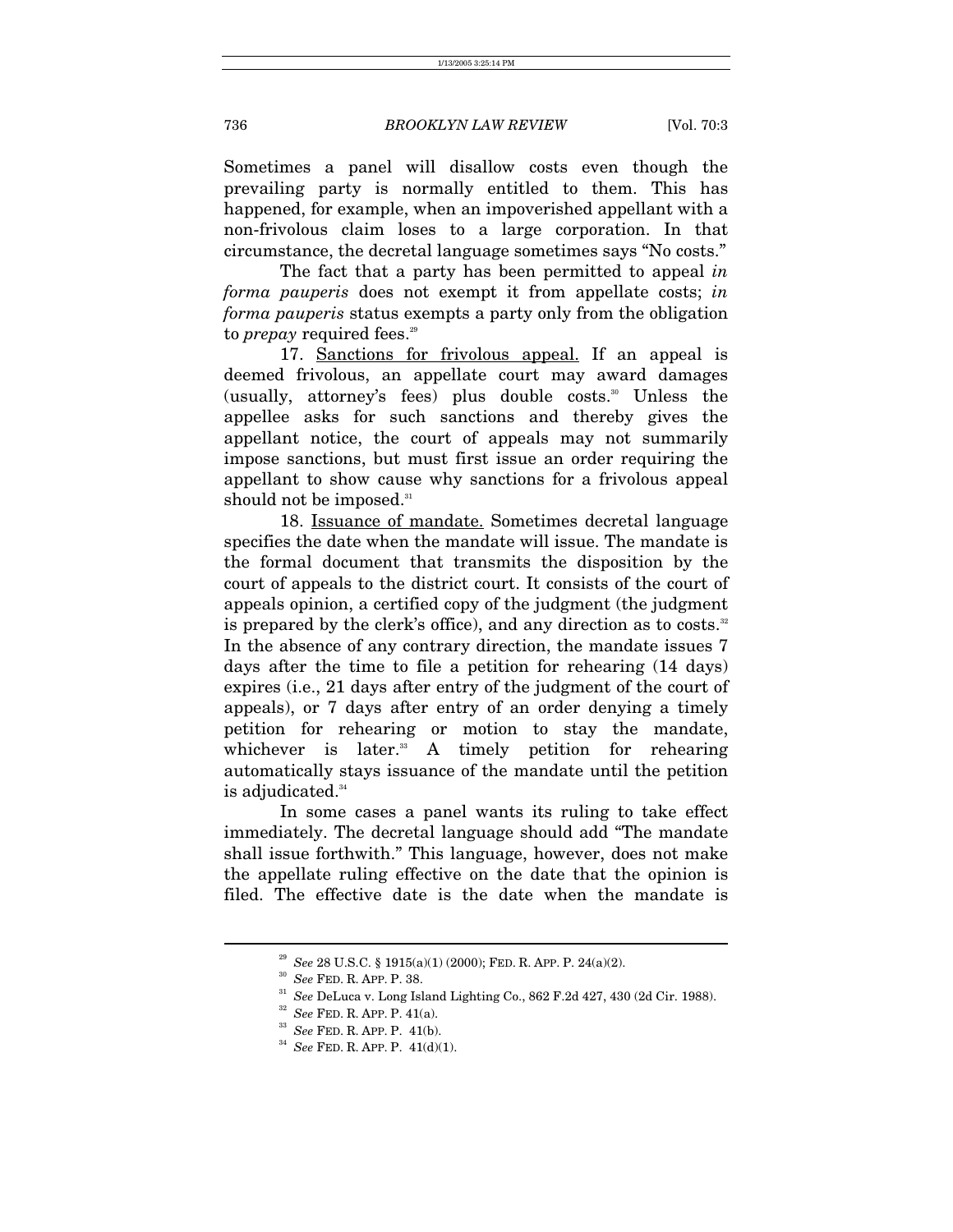Sometimes a panel will disallow costs even though the prevailing party is normally entitled to them. This has happened, for example, when an impoverished appellant with a non-frivolous claim loses to a large corporation. In that circumstance, the decretal language sometimes says "No costs."

The fact that a party has been permitted to appeal *in forma pauperis* does not exempt it from appellate costs; *in forma pauperis* status exempts a party only from the obligation to *prepay* required fees.[29]

17. Sanctions for frivolous appeal. If an appeal is deemed frivolous, an appellate court may award damages (usually, attorney's fees) plus double costs.[30] Unless the appellee asks for such sanctions and thereby gives the appellant notice, the court of appeals may not summarily impose sanctions, but must first issue an order requiring the appellant to show cause why sanctions for a frivolous appeal should not be imposed.[31]

18. Issuance of mandate. Sometimes decretal language specifies the date when the mandate will issue. The mandate is the formal document that transmits the disposition by the court of appeals to the district court. It consists of the court of appeals opinion, a certified copy of the judgment (the judgment is prepared by the clerk's office), and any direction as to costs.[32] In the absence of any contrary direction, the mandate issues 7 days after the time to file a petition for rehearing (14 days) expires (i.e., 21 days after entry of the judgment of the court of appeals), or 7 days after entry of an order denying a timely petition for rehearing or motion to stay the mandate, whichever is later.[33] A timely petition for rehearing automatically stays issuance of the mandate until the petition is adjudicated.[34]

In some cases a panel wants its ruling to take effect immediately. The decretal language should add "The mandate shall issue forthwith." This language, however, does not make the appellate ruling effective on the date that the opinion is filed. The effective date is the date when the mandate is

---

[29] *See* 28 U.S.C. § 1915(a)(1) (2000); FED. R. APP. P. 24(a)(2).

[30] *See* FED. R. APP. P. 38.

[31] *See* DeLuca v. Long Island Lighting Co., 862 F.2d 427, 430 (2d Cir. 1988).

[32] *See* FED. R. APP. P. 41(a).

[33] *See* FED. R. APP. P. 41(b).

[34] *See* FED. R. APP. P. 41(d)(1).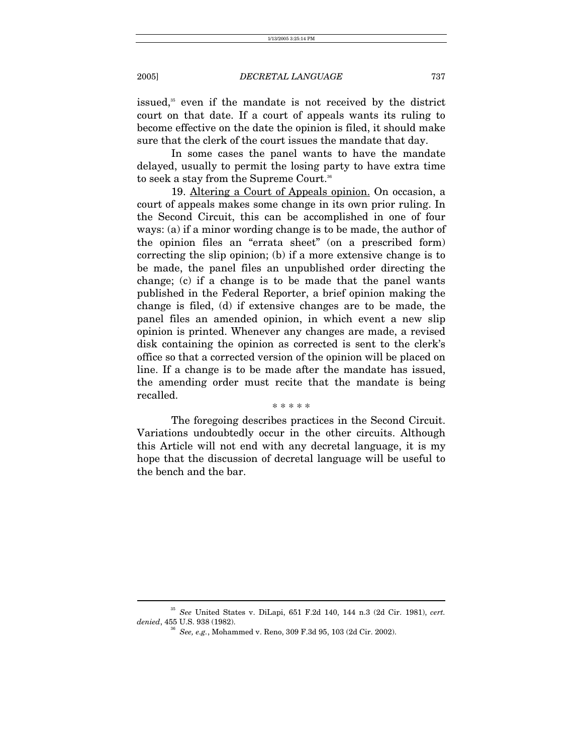issued,[35] even if the mandate is not received by the district court on that date. If a court of appeals wants its ruling to become effective on the date the opinion is filed, it should make sure that the clerk of the court issues the mandate that day.

In some cases the panel wants to have the mandate delayed, usually to permit the losing party to have extra time to seek a stay from the Supreme Court.[36]

19. Altering a Court of Appeals opinion. On occasion, a court of appeals makes some change in its own prior ruling. In the Second Circuit, this can be accomplished in one of four ways: (a) if a minor wording change is to be made, the author of the opinion files an "errata sheet" (on a prescribed form) correcting the slip opinion; (b) if a more extensive change is to be made, the panel files an unpublished order directing the change; (c) if a change is to be made that the panel wants published in the Federal Reporter, a brief opinion making the change is filed, (d) if extensive changes are to be made, the panel files an amended opinion, in which event a new slip opinion is printed. Whenever any changes are made, a revised disk containing the opinion as corrected is sent to the clerk's office so that a corrected version of the opinion will be placed on line. If a change is to be made after the mandate has issued, the amending order must recite that the mandate is being recalled.

\* \* \* \* \*

The foregoing describes practices in the Second Circuit. Variations undoubtedly occur in the other circuits. Although this Article will not end with any decretal language, it is my hope that the discussion of decretal language will be useful to the bench and the bar.

---

[35] *See* United States v. DiLapi, 651 F.2d 140, 144 n.3 (2d Cir. 1981), *cert. denied*, 455 U.S. 938 (1982).

[36] *See, e.g.*, Mohammed v. Reno, 309 F.3d 95, 103 (2d Cir. 2002).